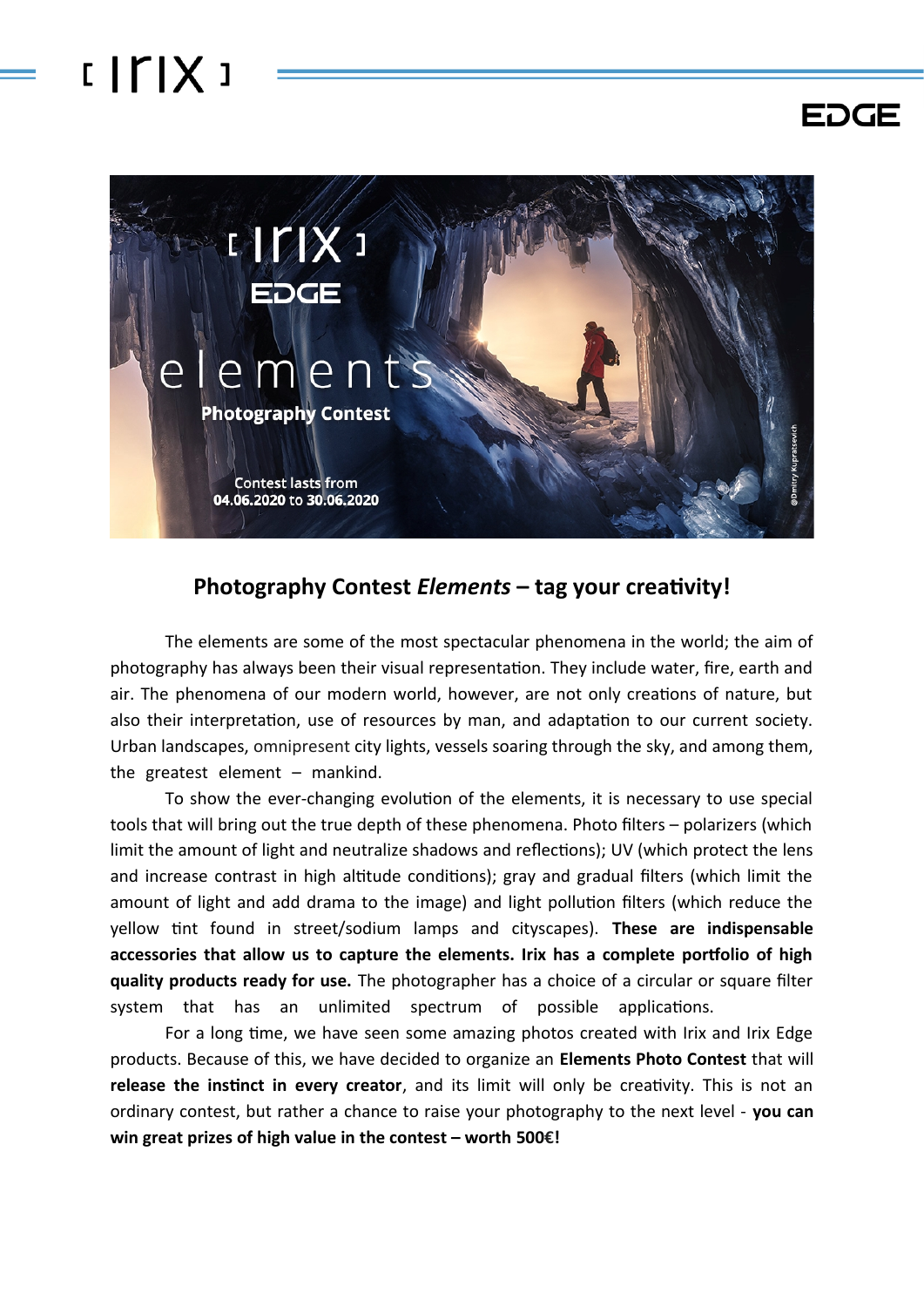## Photography Contest *Elements* – tag your creativity!

The elements are some of the most spectacular phenomena in the world; the aim of photography has always been their visual representation. They include water, fire, earth and air. The phenomena of our modern world, however, are not only creations of nature, but also their interpretation, use of resources by man, and adaptation to our current society. Urban landscapes, omnipresent city lights, vessels soaring through the sky, and among them, the greatest element – mankind.

To show the ever-changing evolution of the elements, it is necessary to use special tools that will bring out the true depth of these phenomena. Photo filters – polarizers (which limit the amount of light and neutralize shadows and reflections); UV (which protect the lens and increase contrast in high altitude conditions); gray and gradual filters (which limit the amount of light and add drama to the image) and light pollution filters (which reduce the yellow tint found in street/sodium lamps and cityscapes). **These are indispensable accessories that allow us to capture the elements. Irix has a complete portfolio of high quality products ready for use.** The photographer has a choice of a circular or square filter system that has an unlimited spectrum of possible applications.

For a long time, we have seen some amazing photos created with Irix and Irix Edge products. Because of this, we have decided to organize an **Elements Photo Contest** that will **release the instinct in every creator**, and its limit will only be creativity. This is not an ordinary contest, but rather a chance to raise your photography to the next level - **you can win great prizes of high value in the contest – worth 500€!**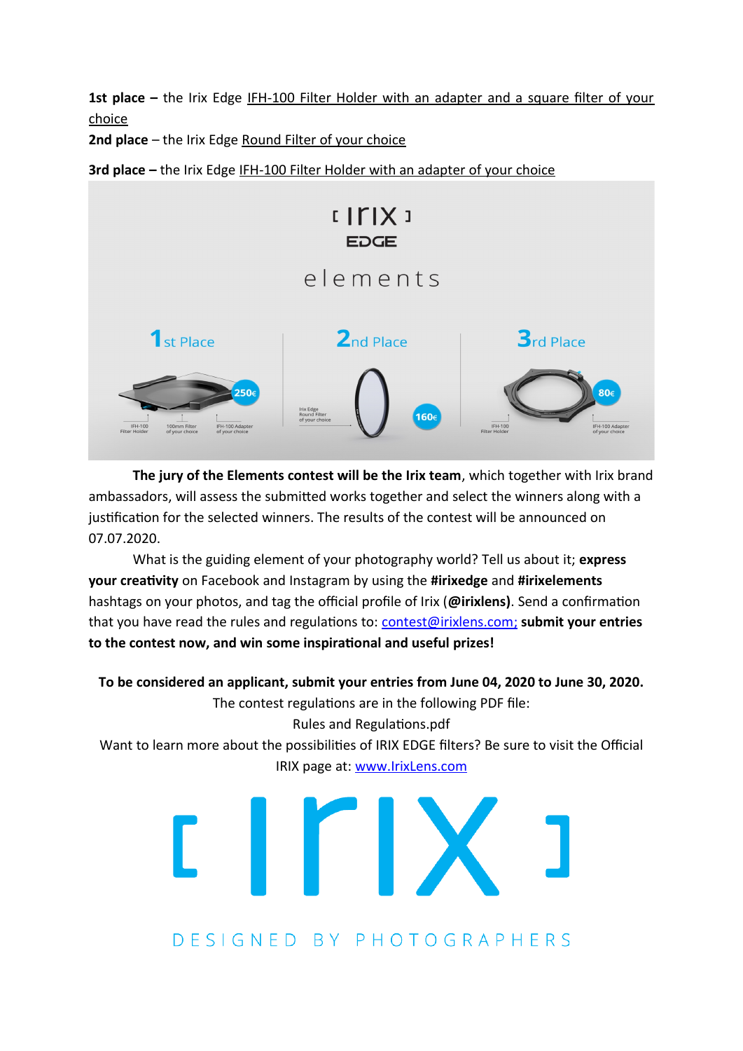**1st place –** the Irix Edge IFH-100 Filter Holder with an adapter and a square filter of your choice
**2nd place** – the Irix Edge Round Filter of your choice

**3rd place –** the Irix Edge IFH-100 Filter Holder with an adapter of your choice

**The jury of the Elements contest will be the Irix team**, which together with Irix brand ambassadors, will assess the submitted works together and select the winners along with a justification for the selected winners. The results of the contest will be announced on 07.07.2020.

What is the guiding element of your photography world? Tell us about it; **express your creativity** on Facebook and Instagram by using the **#irixedge** and **#irixelements** hashtags on your photos, and tag the official profile of Irix (**@irixlens)**. Send a confirmation that you have read the rules and regulations to: contest@irixlens.com; **submit your entries to the contest now, and win some inspirational and useful prizes!**

**To be considered an applicant, submit your entries from June 04, 2020 to June 30, 2020.**

The contest regulations are in the following PDF file:

Rules and Regulations.pdf

Want to learn more about the possibilities of IRIX EDGE filters? Be sure to visit the Official IRIX page at: www.IrixLens.com

DESIGNED BY PHOTOGRAPHERS